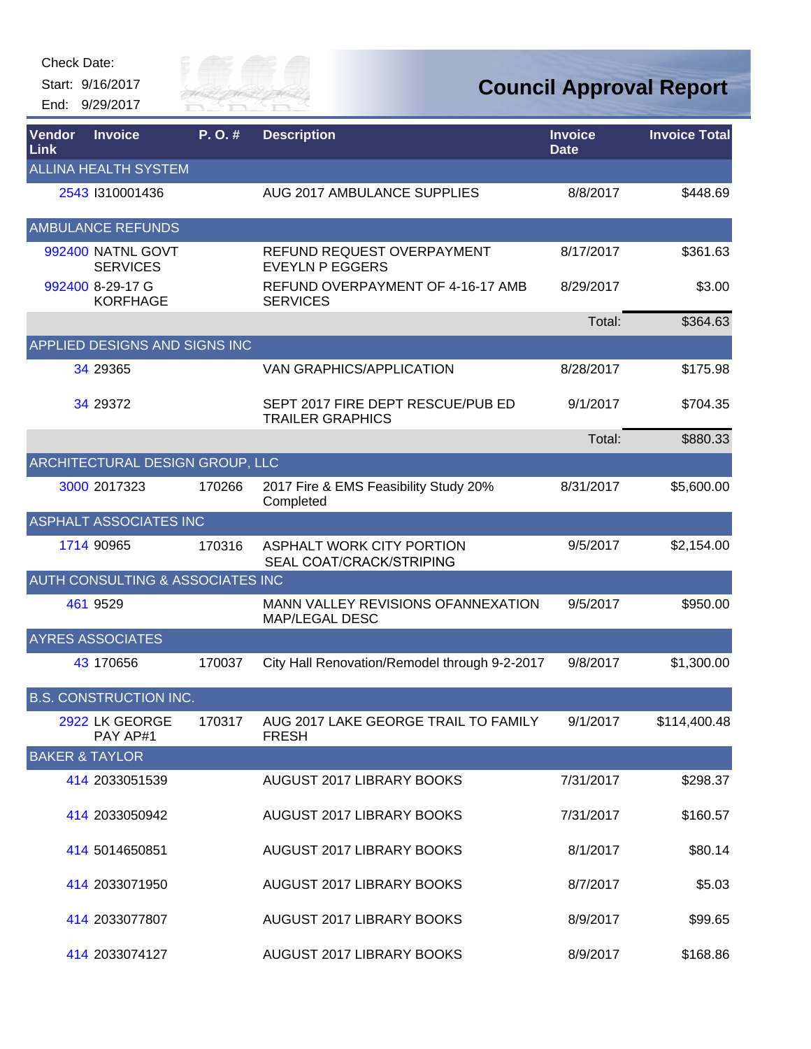Check Date:

Start: 9/16/2017

End: 9/29/2017

# Council Approval Report

| Vendor Link | Invoice | P. O. # | Description | Invoice Date | Invoice Total |
|---|---|---|---|---|---|
| ALLINA HEALTH SYSTEM | | | | | |
| 2543 | I310001436 | | AUG 2017 AMBULANCE SUPPLIES | 8/8/2017 | $448.69 |
| AMBULANCE REFUNDS | | | | | |
| 992400 | NATNL GOVT SERVICES | | REFUND REQUEST OVERPAYMENT EVEYLN P EGGERS | 8/17/2017 | $361.63 |
| 992400 | 8-29-17 G KORFHAGE | | REFUND OVERPAYMENT OF 4-16-17 AMB SERVICES | 8/29/2017 | $3.00 |
| | | | | Total: | $364.63 |
| APPLIED DESIGNS AND SIGNS INC | | | | | |
| 34 | 29365 | | VAN GRAPHICS/APPLICATION | 8/28/2017 | $175.98 |
| 34 | 29372 | | SEPT 2017 FIRE DEPT RESCUE/PUB ED TRAILER GRAPHICS | 9/1/2017 | $704.35 |
| | | | | Total: | $880.33 |
| ARCHITECTURAL DESIGN GROUP, LLC | | | | | |
| 3000 | 2017323 | 170266 | 2017 Fire & EMS Feasibility Study 20% Completed | 8/31/2017 | $5,600.00 |
| ASPHALT ASSOCIATES INC | | | | | |
| 1714 | 90965 | 170316 | ASPHALT WORK CITY PORTION SEAL COAT/CRACK/STRIPING | 9/5/2017 | $2,154.00 |
| AUTH CONSULTING & ASSOCIATES INC | | | | | |
| 461 | 9529 | | MANN VALLEY REVISIONS OFANNEXATION MAP/LEGAL DESC | 9/5/2017 | $950.00 |
| AYRES ASSOCIATES | | | | | |
| 43 | 170656 | 170037 | City Hall Renovation/Remodel through 9-2-2017 | 9/8/2017 | $1,300.00 |
| B.S. CONSTRUCTION INC. | | | | | |
| 2922 | LK GEORGE PAY AP#1 | 170317 | AUG 2017 LAKE GEORGE TRAIL TO FAMILY FRESH | 9/1/2017 | $114,400.48 |
| BAKER & TAYLOR | | | | | |
| 414 | 2033051539 | | AUGUST 2017 LIBRARY BOOKS | 7/31/2017 | $298.37 |
| 414 | 2033050942 | | AUGUST 2017 LIBRARY BOOKS | 7/31/2017 | $160.57 |
| 414 | 5014650851 | | AUGUST 2017 LIBRARY BOOKS | 8/1/2017 | $80.14 |
| 414 | 2033071950 | | AUGUST 2017 LIBRARY BOOKS | 8/7/2017 | $5.03 |
| 414 | 2033077807 | | AUGUST 2017 LIBRARY BOOKS | 8/9/2017 | $99.65 |
| 414 | 2033074127 | | AUGUST 2017 LIBRARY BOOKS | 8/9/2017 | $168.86 |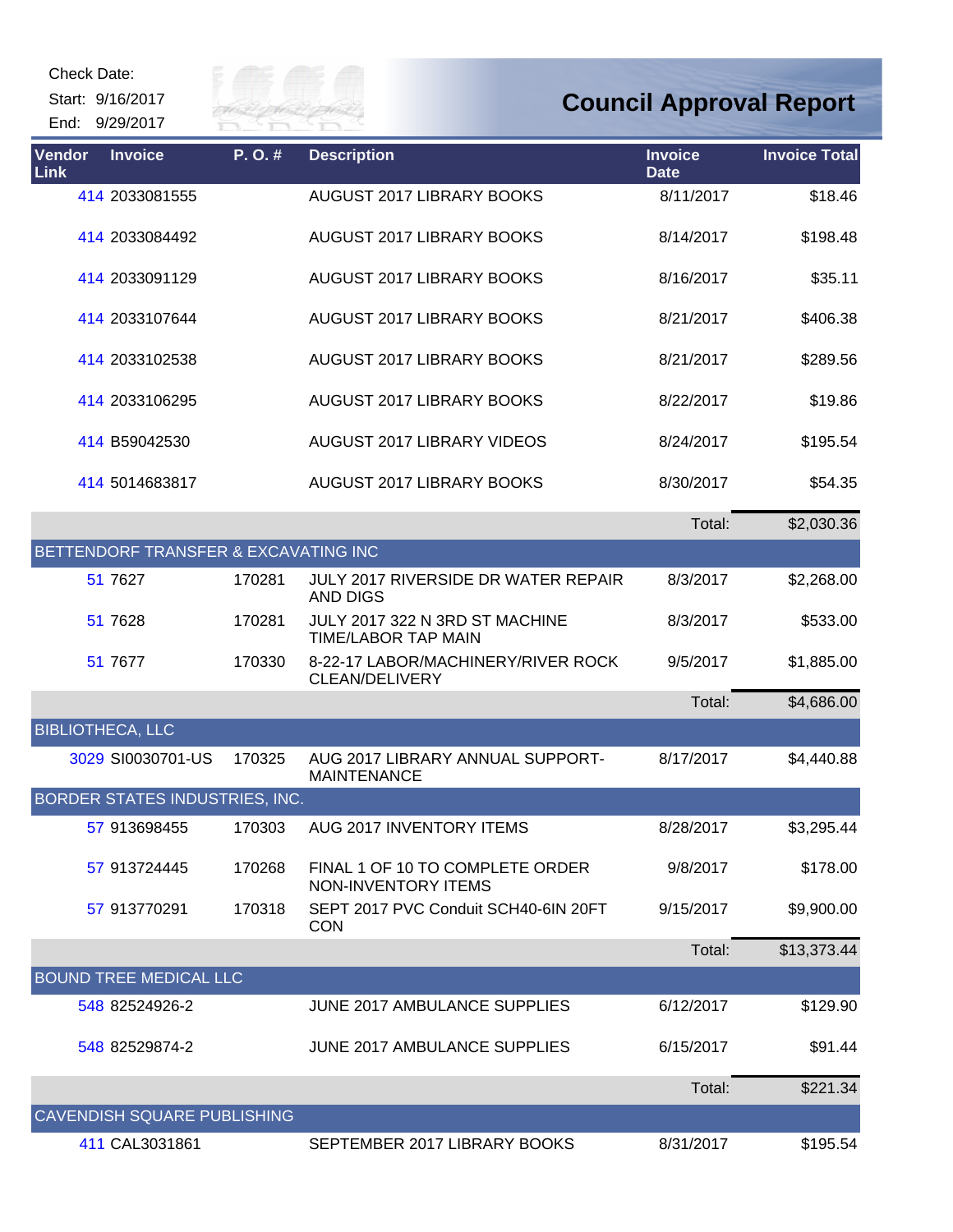Check Date:

Start: 9/16/2017

End: 9/29/2017

# Council Approval Report

| Vendor Link | Invoice | P. O. # | Description | Invoice Date | Invoice Total |
|---|---|---|---|---|---|
| 414 | 2033081555 | | AUGUST 2017 LIBRARY BOOKS | 8/11/2017 | $18.46 |
| 414 | 2033084492 | | AUGUST 2017 LIBRARY BOOKS | 8/14/2017 | $198.48 |
| 414 | 2033091129 | | AUGUST 2017 LIBRARY BOOKS | 8/16/2017 | $35.11 |
| 414 | 2033107644 | | AUGUST 2017 LIBRARY BOOKS | 8/21/2017 | $406.38 |
| 414 | 2033102538 | | AUGUST 2017 LIBRARY BOOKS | 8/21/2017 | $289.56 |
| 414 | 2033106295 | | AUGUST 2017 LIBRARY BOOKS | 8/22/2017 | $19.86 |
| 414 | B59042530 | | AUGUST 2017 LIBRARY VIDEOS | 8/24/2017 | $195.54 |
| 414 | 5014683817 | | AUGUST 2017 LIBRARY BOOKS | 8/30/2017 | $54.35 |
| | | | | Total: | $2,030.36 |
| BETTENDORF TRANSFER & EXCAVATING INC | | | | | |
| 51 | 7627 | 170281 | JULY 2017 RIVERSIDE DR WATER REPAIR AND DIGS | 8/3/2017 | $2,268.00 |
| 51 | 7628 | 170281 | JULY 2017 322 N 3RD ST MACHINE TIME/LABOR TAP MAIN | 8/3/2017 | $533.00 |
| 51 | 7677 | 170330 | 8-22-17 LABOR/MACHINERY/RIVER ROCK CLEAN/DELIVERY | 9/5/2017 | $1,885.00 |
| | | | | Total: | $4,686.00 |
| BIBLIOTHECA, LLC | | | | | |
| 3029 | SI0030701-US | 170325 | AUG 2017 LIBRARY ANNUAL SUPPORT-MAINTENANCE | 8/17/2017 | $4,440.88 |
| BORDER STATES INDUSTRIES, INC. | | | | | |
| 57 | 913698455 | 170303 | AUG 2017 INVENTORY ITEMS | 8/28/2017 | $3,295.44 |
| 57 | 913724445 | 170268 | FINAL 1 OF 10 TO COMPLETE ORDER NON-INVENTORY ITEMS | 9/8/2017 | $178.00 |
| 57 | 913770291 | 170318 | SEPT 2017 PVC Conduit SCH40-6IN 20FT CON | 9/15/2017 | $9,900.00 |
| | | | | Total: | $13,373.44 |
| BOUND TREE MEDICAL LLC | | | | | |
| 548 | 82524926-2 | | JUNE 2017 AMBULANCE SUPPLIES | 6/12/2017 | $129.90 |
| 548 | 82529874-2 | | JUNE 2017 AMBULANCE SUPPLIES | 6/15/2017 | $91.44 |
| | | | | Total: | $221.34 |
| CAVENDISH SQUARE PUBLISHING | | | | | |
| 411 | CAL3031861 | | SEPTEMBER 2017 LIBRARY BOOKS | 8/31/2017 | $195.54 |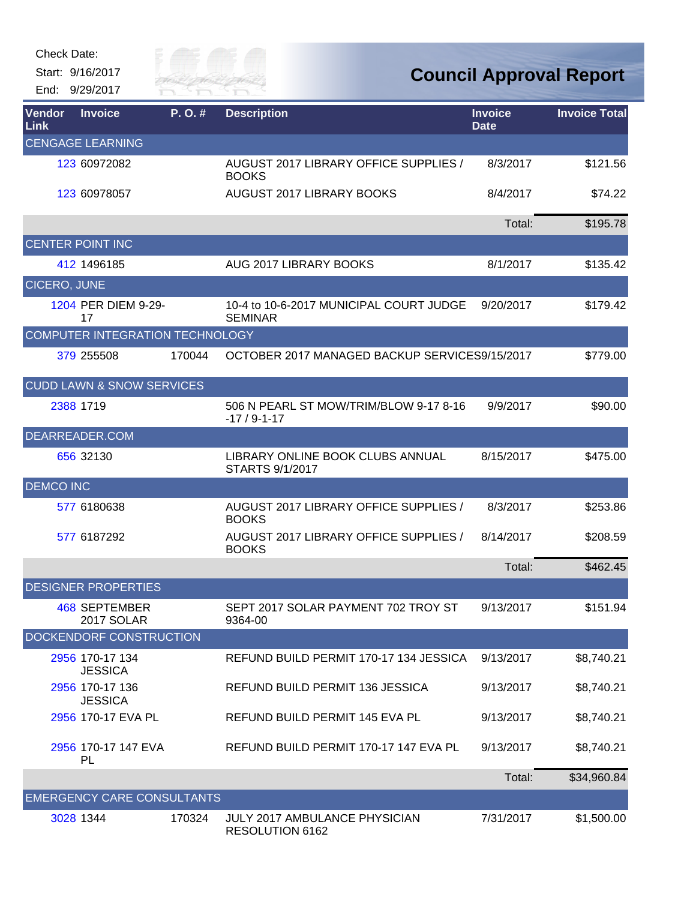Check Date:

Start: 9/16/2017

End: 9/29/2017

# Council Approval Report

| Vendor Link | Invoice | P. O. # | Description | Invoice Date | Invoice Total |
|---|---|---|---|---|---|
| CENGAGE LEARNING | | | | | |
| 123 | 60972082 | | AUGUST 2017 LIBRARY OFFICE SUPPLIES / BOOKS | 8/3/2017 | $121.56 |
| 123 | 60978057 | | AUGUST 2017 LIBRARY BOOKS | 8/4/2017 | $74.22 |
| | | | | Total: | $195.78 |
| CENTER POINT INC | | | | | |
| 412 | 1496185 | | AUG 2017 LIBRARY BOOKS | 8/1/2017 | $135.42 |
| CICERO, JUNE | | | | | |
| 1204 | PER DIEM 9-29-17 | | 10-4 to 10-6-2017 MUNICIPAL COURT JUDGE SEMINAR | 9/20/2017 | $179.42 |
| COMPUTER INTEGRATION TECHNOLOGY | | | | | |
| 379 | 255508 | 170044 | OCTOBER 2017 MANAGED BACKUP SERVICES | 9/15/2017 | $779.00 |
| CUDD LAWN & SNOW SERVICES | | | | | |
| 2388 | 1719 | | 506 N PEARL ST MOW/TRIM/BLOW 9-17 8-16-17 / 9-1-17 | 9/9/2017 | $90.00 |
| DEARREADER.COM | | | | | |
| 656 | 32130 | | LIBRARY ONLINE BOOK CLUBS ANNUAL STARTS 9/1/2017 | 8/15/2017 | $475.00 |
| DEMCO INC | | | | | |
| 577 | 6180638 | | AUGUST 2017 LIBRARY OFFICE SUPPLIES / BOOKS | 8/3/2017 | $253.86 |
| 577 | 6187292 | | AUGUST 2017 LIBRARY OFFICE SUPPLIES / BOOKS | 8/14/2017 | $208.59 |
| | | | | Total: | $462.45 |
| DESIGNER PROPERTIES | | | | | |
| 468 | SEPTEMBER 2017 SOLAR | | SEPT 2017 SOLAR PAYMENT 702 TROY ST 9364-00 | 9/13/2017 | $151.94 |
| DOCKENDORF CONSTRUCTION | | | | | |
| 2956 | 170-17 134 JESSICA | | REFUND BUILD PERMIT 170-17 134 JESSICA | 9/13/2017 | $8,740.21 |
| 2956 | 170-17 136 JESSICA | | REFUND BUILD PERMIT 136 JESSICA | 9/13/2017 | $8,740.21 |
| 2956 | 170-17 EVA PL | | REFUND BUILD PERMIT 145 EVA PL | 9/13/2017 | $8,740.21 |
| 2956 | 170-17 147 EVA PL | | REFUND BUILD PERMIT 170-17 147 EVA PL | 9/13/2017 | $8,740.21 |
| | | | | Total: | $34,960.84 |
| EMERGENCY CARE CONSULTANTS | | | | | |
| 3028 | 1344 | 170324 | JULY 2017 AMBULANCE PHYSICIAN RESOLUTION 6162 | 7/31/2017 | $1,500.00 |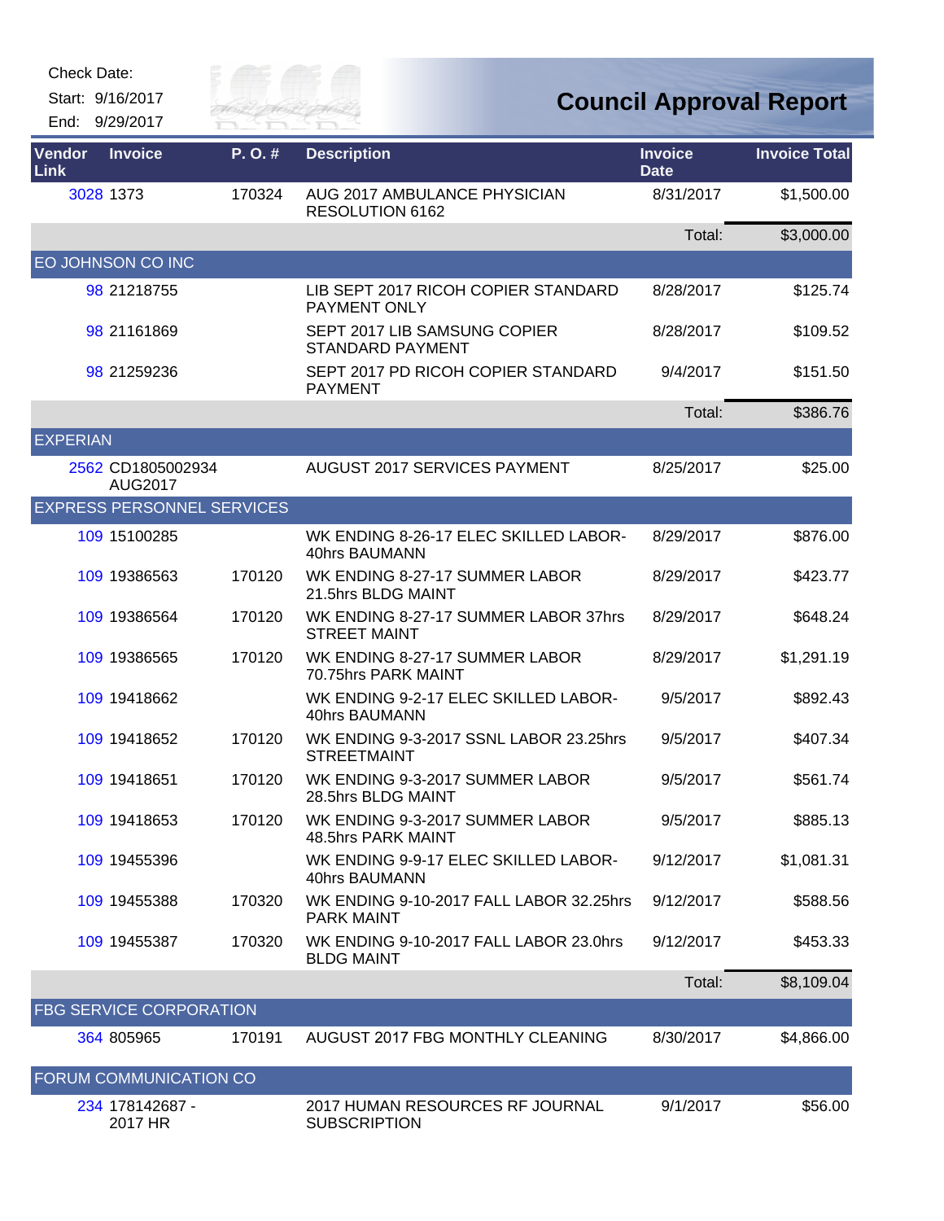Check Date:

Start: 9/16/2017

End: 9/29/2017

# Council Approval Report

| Vendor Link | Invoice | P. O. # | Description | Invoice Date | Invoice Total |
|---|---|---|---|---|---|
| 3028 | 1373 | 170324 | AUG 2017 AMBULANCE PHYSICIAN RESOLUTION 6162 | 8/31/2017 | $1,500.00 |
| | | | | Total: | $3,000.00 |
| EO JOHNSON CO INC | | | | | |
| 98 | 21218755 | | LIB SEPT 2017 RICOH COPIER STANDARD PAYMENT ONLY | 8/28/2017 | $125.74 |
| 98 | 21161869 | | SEPT 2017 LIB SAMSUNG COPIER STANDARD PAYMENT | 8/28/2017 | $109.52 |
| 98 | 21259236 | | SEPT 2017 PD RICOH COPIER STANDARD PAYMENT | 9/4/2017 | $151.50 |
| | | | | Total: | $386.76 |
| EXPERIAN | | | | | |
| 2562 | CD1805002934 AUG2017 | | AUGUST 2017 SERVICES PAYMENT | 8/25/2017 | $25.00 |
| EXPRESS PERSONNEL SERVICES | | | | | |
| 109 | 15100285 | | WK ENDING 8-26-17 ELEC SKILLED LABOR-40hrs BAUMANN | 8/29/2017 | $876.00 |
| 109 | 19386563 | 170120 | WK ENDING 8-27-17 SUMMER LABOR 21.5hrs BLDG MAINT | 8/29/2017 | $423.77 |
| 109 | 19386564 | 170120 | WK ENDING 8-27-17 SUMMER LABOR 37hrs STREET MAINT | 8/29/2017 | $648.24 |
| 109 | 19386565 | 170120 | WK ENDING 8-27-17 SUMMER LABOR 70.75hrs PARK MAINT | 8/29/2017 | $1,291.19 |
| 109 | 19418662 | | WK ENDING 9-2-17 ELEC SKILLED LABOR-40hrs BAUMANN | 9/5/2017 | $892.43 |
| 109 | 19418652 | 170120 | WK ENDING 9-3-2017 SSNL LABOR 23.25hrs STREETMAINT | 9/5/2017 | $407.34 |
| 109 | 19418651 | 170120 | WK ENDING 9-3-2017 SUMMER LABOR 28.5hrs BLDG MAINT | 9/5/2017 | $561.74 |
| 109 | 19418653 | 170120 | WK ENDING 9-3-2017 SUMMER LABOR 48.5hrs PARK MAINT | 9/5/2017 | $885.13 |
| 109 | 19455396 | | WK ENDING 9-9-17 ELEC SKILLED LABOR-40hrs BAUMANN | 9/12/2017 | $1,081.31 |
| 109 | 19455388 | 170320 | WK ENDING 9-10-2017 FALL LABOR 32.25hrs PARK MAINT | 9/12/2017 | $588.56 |
| 109 | 19455387 | 170320 | WK ENDING 9-10-2017 FALL LABOR 23.0hrs BLDG MAINT | 9/12/2017 | $453.33 |
| | | | | Total: | $8,109.04 |
| FBG SERVICE CORPORATION | | | | | |
| 364 | 805965 | 170191 | AUGUST 2017 FBG MONTHLY CLEANING | 8/30/2017 | $4,866.00 |
| FORUM COMMUNICATION CO | | | | | |
| 234 | 178142687 - 2017 HR | | 2017 HUMAN RESOURCES RF JOURNAL SUBSCRIPTION | 9/1/2017 | $56.00 |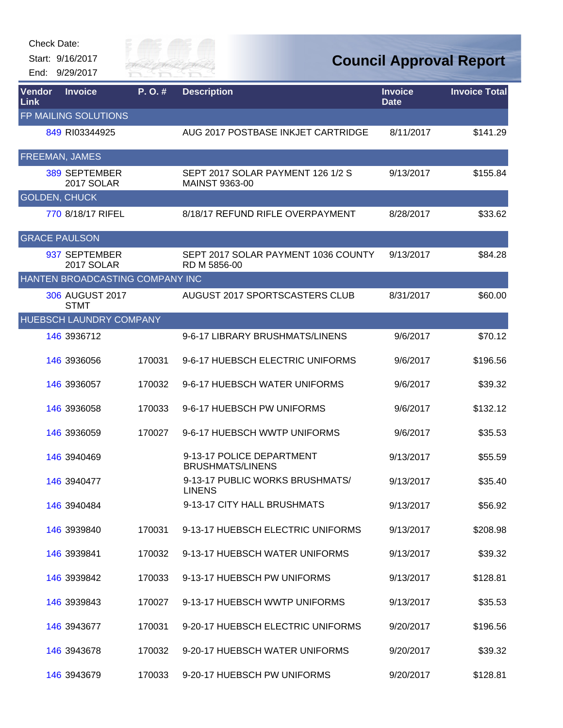Check Date:

Start: 9/16/2017

End: 9/29/2017

# Council Approval Report

| Vendor Link | Invoice | P. O. # | Description | Invoice Date | Invoice Total |
|---|---|---|---|---|---|
| FP MAILING SOLUTIONS | | | | | |
| 849 | RI03344925 | | AUG 2017 POSTBASE INKJET CARTRIDGE | 8/11/2017 | $141.29 |
| FREEMAN, JAMES | | | | | |
| 389 | SEPTEMBER 2017 SOLAR | | SEPT 2017 SOLAR PAYMENT 126 1/2 S MAINST 9363-00 | 9/13/2017 | $155.84 |
| GOLDEN, CHUCK | | | | | |
| 770 | 8/18/17 RIFEL | | 8/18/17 REFUND RIFLE OVERPAYMENT | 8/28/2017 | $33.62 |
| GRACE PAULSON | | | | | |
| 937 | SEPTEMBER 2017 SOLAR | | SEPT 2017 SOLAR PAYMENT 1036 COUNTY RD M 5856-00 | 9/13/2017 | $84.28 |
| HANTEN BROADCASTING COMPANY INC | | | | | |
| 306 | AUGUST 2017 STMT | | AUGUST 2017 SPORTSCASTERS CLUB | 8/31/2017 | $60.00 |
| HUEBSCH LAUNDRY COMPANY | | | | | |
| 146 | 3936712 | | 9-6-17 LIBRARY BRUSHMATS/LINENS | 9/6/2017 | $70.12 |
| 146 | 3936056 | 170031 | 9-6-17 HUEBSCH ELECTRIC UNIFORMS | 9/6/2017 | $196.56 |
| 146 | 3936057 | 170032 | 9-6-17 HUEBSCH WATER UNIFORMS | 9/6/2017 | $39.32 |
| 146 | 3936058 | 170033 | 9-6-17 HUEBSCH PW UNIFORMS | 9/6/2017 | $132.12 |
| 146 | 3936059 | 170027 | 9-6-17 HUEBSCH WWTP UNIFORMS | 9/6/2017 | $35.53 |
| 146 | 3940469 | | 9-13-17 POLICE DEPARTMENT BRUSHMATS/LINENS | 9/13/2017 | $55.59 |
| 146 | 3940477 | | 9-13-17 PUBLIC WORKS BRUSHMATS/ LINENS | 9/13/2017 | $35.40 |
| 146 | 3940484 | | 9-13-17 CITY HALL BRUSHMATS | 9/13/2017 | $56.92 |
| 146 | 3939840 | 170031 | 9-13-17 HUEBSCH ELECTRIC UNIFORMS | 9/13/2017 | $208.98 |
| 146 | 3939841 | 170032 | 9-13-17 HUEBSCH WATER UNIFORMS | 9/13/2017 | $39.32 |
| 146 | 3939842 | 170033 | 9-13-17 HUEBSCH PW UNIFORMS | 9/13/2017 | $128.81 |
| 146 | 3939843 | 170027 | 9-13-17 HUEBSCH WWTP UNIFORMS | 9/13/2017 | $35.53 |
| 146 | 3943677 | 170031 | 9-20-17 HUEBSCH ELECTRIC UNIFORMS | 9/20/2017 | $196.56 |
| 146 | 3943678 | 170032 | 9-20-17 HUEBSCH WATER UNIFORMS | 9/20/2017 | $39.32 |
| 146 | 3943679 | 170033 | 9-20-17 HUEBSCH PW UNIFORMS | 9/20/2017 | $128.81 |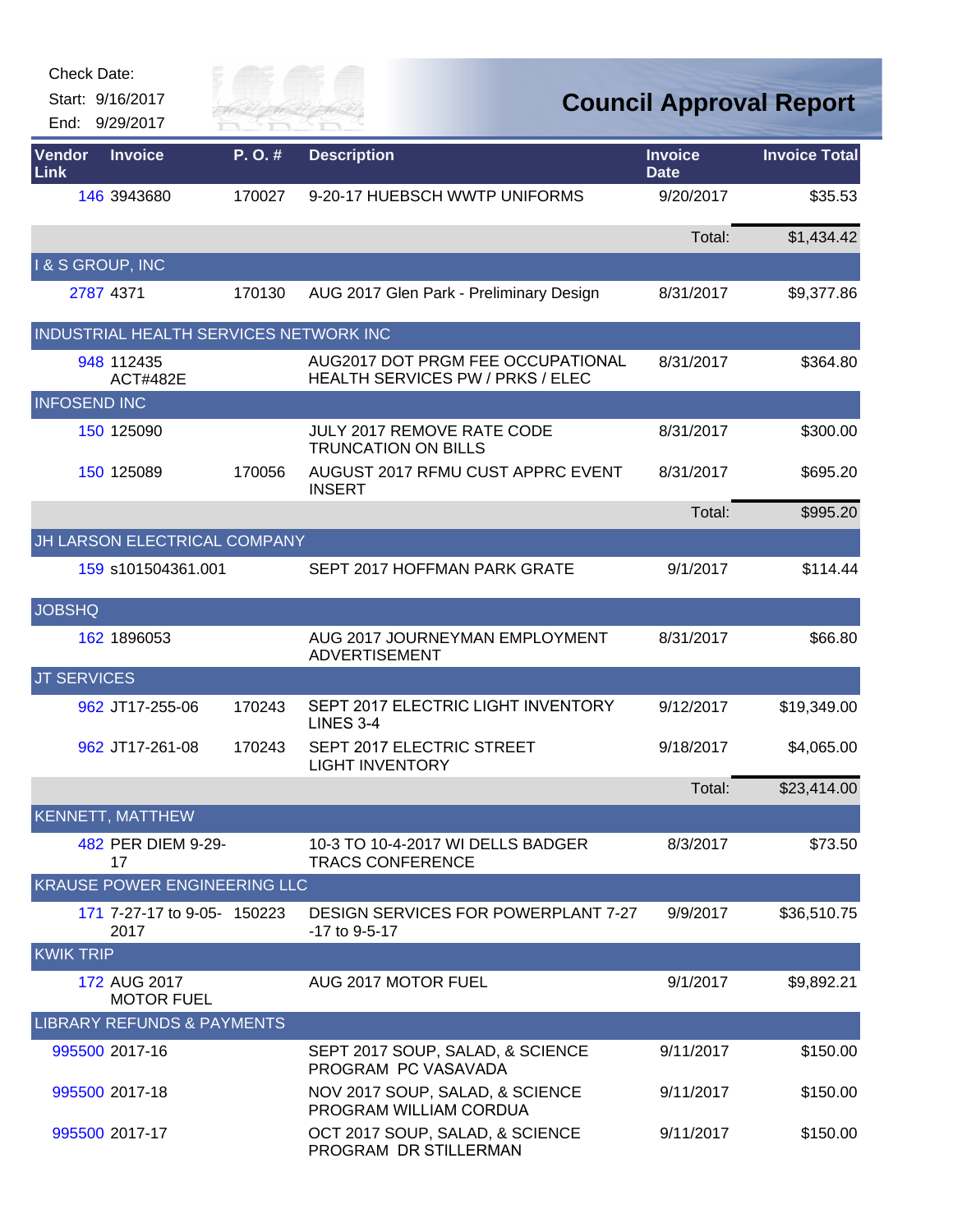Check Date:

Start: 9/16/2017

End: 9/29/2017

# Council Approval Report

| Vendor Link | Invoice | P. O. # | Description | Invoice Date | Invoice Total |
|---|---|---|---|---|---|
| 146 | 3943680 | 170027 | 9-20-17 HUEBSCH WWTP UNIFORMS | 9/20/2017 | $35.53 |
| | | | | Total: | $1,434.42 |
| **I & S GROUP, INC** | | | | | |
| 2787 | 4371 | 170130 | AUG 2017 Glen Park - Preliminary Design | 8/31/2017 | $9,377.86 |
| **INDUSTRIAL HEALTH SERVICES NETWORK INC** | | | | | |
| 948 | 112435 ACT#482E | | AUG2017 DOT PRGM FEE OCCUPATIONAL HEALTH SERVICES PW / PRKS / ELEC | 8/31/2017 | $364.80 |
| **INFOSEND INC** | | | | | |
| 150 | 125090 | | JULY 2017 REMOVE RATE CODE TRUNCATION ON BILLS | 8/31/2017 | $300.00 |
| 150 | 125089 | 170056 | AUGUST 2017 RFMU CUST APPRC EVENT INSERT | 8/31/2017 | $695.20 |
| | | | | Total: | $995.20 |
| **JH LARSON ELECTRICAL COMPANY** | | | | | |
| 159 | s101504361.001 | | SEPT 2017 HOFFMAN PARK GRATE | 9/1/2017 | $114.44 |
| **JOBSHQ** | | | | | |
| 162 | 1896053 | | AUG 2017 JOURNEYMAN EMPLOYMENT ADVERTISEMENT | 8/31/2017 | $66.80 |
| **JT SERVICES** | | | | | |
| 962 | JT17-255-06 | 170243 | SEPT 2017 ELECTRIC LIGHT INVENTORY LINES 3-4 | 9/12/2017 | $19,349.00 |
| 962 | JT17-261-08 | 170243 | SEPT 2017 ELECTRIC STREET LIGHT INVENTORY | 9/18/2017 | $4,065.00 |
| | | | | Total: | $23,414.00 |
| **KENNETT, MATTHEW** | | | | | |
| 482 | PER DIEM 9-29-17 | | 10-3 TO 10-4-2017 WI DELLS BADGER TRACS CONFERENCE | 8/3/2017 | $73.50 |
| **KRAUSE POWER ENGINEERING LLC** | | | | | |
| 171 | 7-27-17 to 9-05-2017 | 150223 | DESIGN SERVICES FOR POWERPLANT 7-27 -17 to 9-5-17 | 9/9/2017 | $36,510.75 |
| **KWIK TRIP** | | | | | |
| 172 | AUG 2017 MOTOR FUEL | | AUG 2017 MOTOR FUEL | 9/1/2017 | $9,892.21 |
| **LIBRARY REFUNDS & PAYMENTS** | | | | | |
| 995500 | 2017-16 | | SEPT 2017 SOUP, SALAD, & SCIENCE PROGRAM PC VASAVADA | 9/11/2017 | $150.00 |
| 995500 | 2017-18 | | NOV 2017 SOUP, SALAD, & SCIENCE PROGRAM WILLIAM CORDUA | 9/11/2017 | $150.00 |
| 995500 | 2017-17 | | OCT 2017 SOUP, SALAD, & SCIENCE PROGRAM DR STILLERMAN | 9/11/2017 | $150.00 |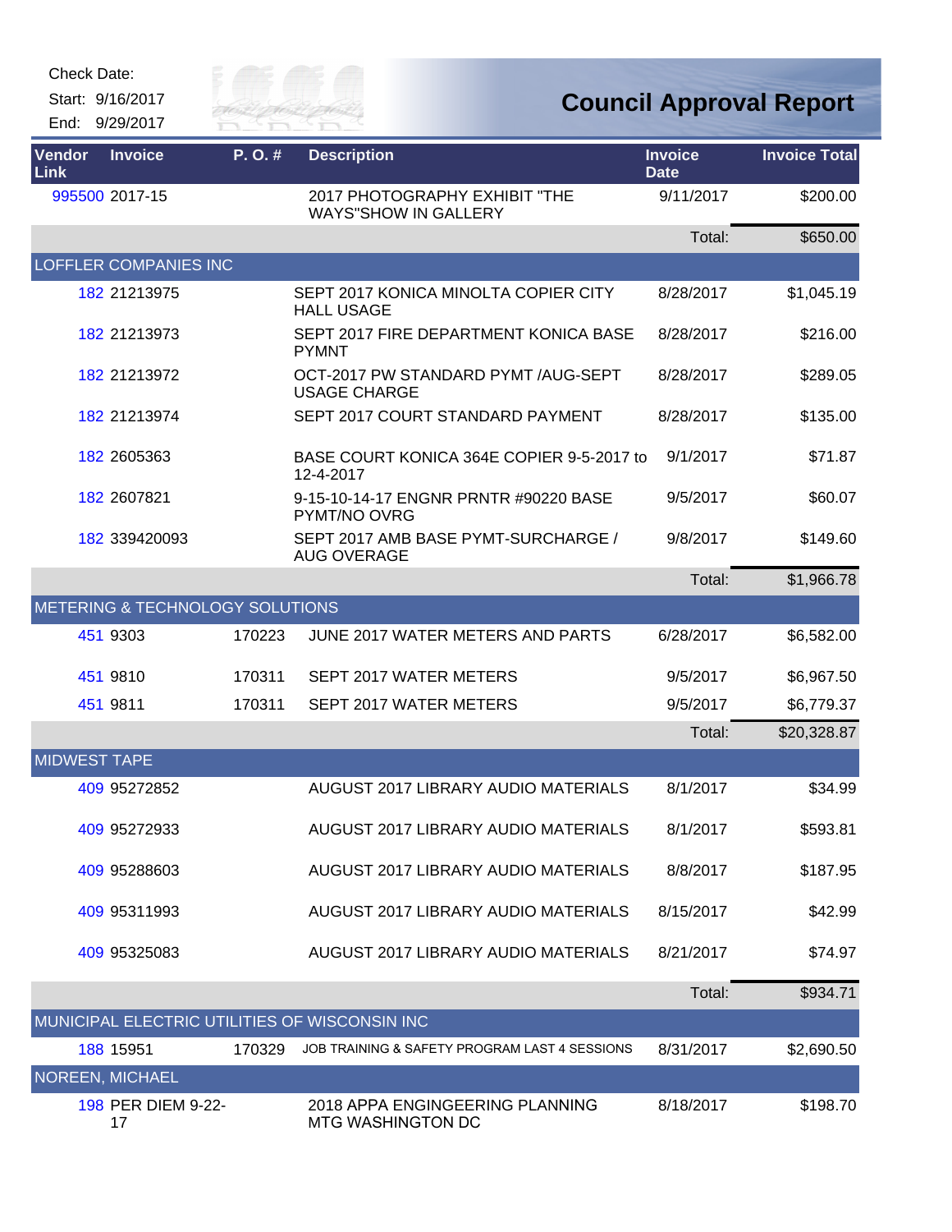Check Date:

Start: 9/16/2017

End: 9/29/2017

# Council Approval Report

| Vendor Link | Invoice | P. O. # | Description | Invoice Date | Invoice Total |
|---|---|---|---|---|---|
| 995500 | 2017-15 | | 2017 PHOTOGRAPHY EXHIBIT "THE WAYS"SHOW IN GALLERY | 9/11/2017 | $200.00 |
| | | | | Total: | $650.00 |
| **LOFFLER COMPANIES INC** | | | | | |
| 182 | 21213975 | | SEPT 2017 KONICA MINOLTA COPIER CITY HALL USAGE | 8/28/2017 | $1,045.19 |
| 182 | 21213973 | | SEPT 2017 FIRE DEPARTMENT KONICA BASE PYMNT | 8/28/2017 | $216.00 |
| 182 | 21213972 | | OCT-2017 PW STANDARD PYMT /AUG-SEPT USAGE CHARGE | 8/28/2017 | $289.05 |
| 182 | 21213974 | | SEPT 2017 COURT STANDARD PAYMENT | 8/28/2017 | $135.00 |
| 182 | 2605363 | | BASE COURT KONICA 364E COPIER 9-5-2017 to 12-4-2017 | 9/1/2017 | $71.87 |
| 182 | 2607821 | | 9-15-10-14-17 ENGNR PRNTR #90220 BASE PYMT/NO OVRG | 9/5/2017 | $60.07 |
| 182 | 339420093 | | SEPT 2017 AMB BASE PYMT-SURCHARGE / AUG OVERAGE | 9/8/2017 | $149.60 |
| | | | | Total: | $1,966.78 |
| **METERING & TECHNOLOGY SOLUTIONS** | | | | | |
| 451 | 9303 | 170223 | JUNE 2017 WATER METERS AND PARTS | 6/28/2017 | $6,582.00 |
| 451 | 9810 | 170311 | SEPT 2017 WATER METERS | 9/5/2017 | $6,967.50 |
| 451 | 9811 | 170311 | SEPT 2017 WATER METERS | 9/5/2017 | $6,779.37 |
| | | | | Total: | $20,328.87 |
| **MIDWEST TAPE** | | | | | |
| 409 | 95272852 | | AUGUST 2017 LIBRARY AUDIO MATERIALS | 8/1/2017 | $34.99 |
| 409 | 95272933 | | AUGUST 2017 LIBRARY AUDIO MATERIALS | 8/1/2017 | $593.81 |
| 409 | 95288603 | | AUGUST 2017 LIBRARY AUDIO MATERIALS | 8/8/2017 | $187.95 |
| 409 | 95311993 | | AUGUST 2017 LIBRARY AUDIO MATERIALS | 8/15/2017 | $42.99 |
| 409 | 95325083 | | AUGUST 2017 LIBRARY AUDIO MATERIALS | 8/21/2017 | $74.97 |
| | | | | Total: | $934.71 |
| **MUNICIPAL ELECTRIC UTILITIES OF WISCONSIN INC** | | | | | |
| 188 | 15951 | 170329 | JOB TRAINING & SAFETY PROGRAM LAST 4 SESSIONS | 8/31/2017 | $2,690.50 |
| **NOREEN, MICHAEL** | | | | | |
| 198 | PER DIEM 9-22-17 | | 2018 APPA ENGINGEERING PLANNING MTG WASHINGTON DC | 8/18/2017 | $198.70 |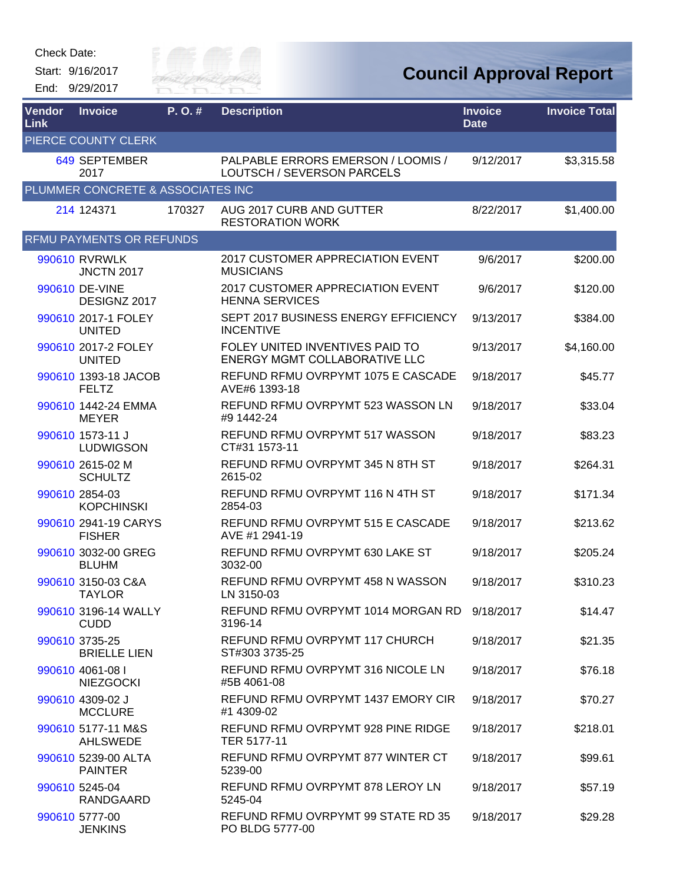Check Date:

Start: 9/16/2017

End: 9/29/2017

# Council Approval Report

| Vendor Link | Invoice | P. O. # | Description | Invoice Date | Invoice Total |
|---|---|---|---|---|---|
| PIERCE COUNTY CLERK | | | | | |
| 649 | SEPTEMBER 2017 | | PALPABLE ERRORS EMERSON / LOOMIS / LOUTSCH / SEVERSON PARCELS | 9/12/2017 | $3,315.58 |
| PLUMMER CONCRETE & ASSOCIATES INC | | | | | |
| 214 | 124371 | 170327 | AUG 2017 CURB AND GUTTER RESTORATION WORK | 8/22/2017 | $1,400.00 |
| RFMU PAYMENTS OR REFUNDS | | | | | |
| 990610 | RVRWLK JNCTN 2017 | | 2017 CUSTOMER APPRECIATION EVENT MUSICIANS | 9/6/2017 | $200.00 |
| 990610 | DE-VINE DESIGNZ 2017 | | 2017 CUSTOMER APPRECIATION EVENT HENNA SERVICES | 9/6/2017 | $120.00 |
| 990610 | 2017-1 FOLEY UNITED | | SEPT 2017 BUSINESS ENERGY EFFICIENCY INCENTIVE | 9/13/2017 | $384.00 |
| 990610 | 2017-2 FOLEY UNITED | | FOLEY UNITED INVENTIVES PAID TO ENERGY MGMT COLLABORATIVE LLC | 9/13/2017 | $4,160.00 |
| 990610 | 1393-18 JACOB FELTZ | | REFUND RFMU OVRPYMT 1075 E CASCADE AVE#6 1393-18 | 9/18/2017 | $45.77 |
| 990610 | 1442-24 EMMA MEYER | | REFUND RFMU OVRPYMT 523 WASSON LN #9 1442-24 | 9/18/2017 | $33.04 |
| 990610 | 1573-11 J LUDWIGSON | | REFUND RFMU OVRPYMT 517 WASSON CT#31 1573-11 | 9/18/2017 | $83.23 |
| 990610 | 2615-02 M SCHULTZ | | REFUND RFMU OVRPYMT 345 N 8TH ST 2615-02 | 9/18/2017 | $264.31 |
| 990610 | 2854-03 KOPCHINSKI | | REFUND RFMU OVRPYMT 116 N 4TH ST 2854-03 | 9/18/2017 | $171.34 |
| 990610 | 2941-19 CARYS FISHER | | REFUND RFMU OVRPYMT 515 E CASCADE AVE #1 2941-19 | 9/18/2017 | $213.62 |
| 990610 | 3032-00 GREG BLUHM | | REFUND RFMU OVRPYMT 630 LAKE ST 3032-00 | 9/18/2017 | $205.24 |
| 990610 | 3150-03 C&A TAYLOR | | REFUND RFMU OVRPYMT 458 N WASSON LN 3150-03 | 9/18/2017 | $310.23 |
| 990610 | 3196-14 WALLY CUDD | | REFUND RFMU OVRPYMT 1014 MORGAN RD 3196-14 | 9/18/2017 | $14.47 |
| 990610 | 3735-25 BRIELLE LIEN | | REFUND RFMU OVRPYMT 117 CHURCH ST#303 3735-25 | 9/18/2017 | $21.35 |
| 990610 | 4061-08 I NIEZGOCKI | | REFUND RFMU OVRPYMT 316 NICOLE LN #5B 4061-08 | 9/18/2017 | $76.18 |
| 990610 | 4309-02 J MCCLURE | | REFUND RFMU OVRPYMT 1437 EMORY CIR #1 4309-02 | 9/18/2017 | $70.27 |
| 990610 | 5177-11 M&S AHLSWEDE | | REFUND RFMU OVRPYMT 928 PINE RIDGE TER 5177-11 | 9/18/2017 | $218.01 |
| 990610 | 5239-00 ALTA PAINTER | | REFUND RFMU OVRPYMT 877 WINTER CT 5239-00 | 9/18/2017 | $99.61 |
| 990610 | 5245-04 RANDGAARD | | REFUND RFMU OVRPYMT 878 LEROY LN 5245-04 | 9/18/2017 | $57.19 |
| 990610 | 5777-00 JENKINS | | REFUND RFMU OVRPYMT 99 STATE RD 35 PO BLDG 5777-00 | 9/18/2017 | $29.28 |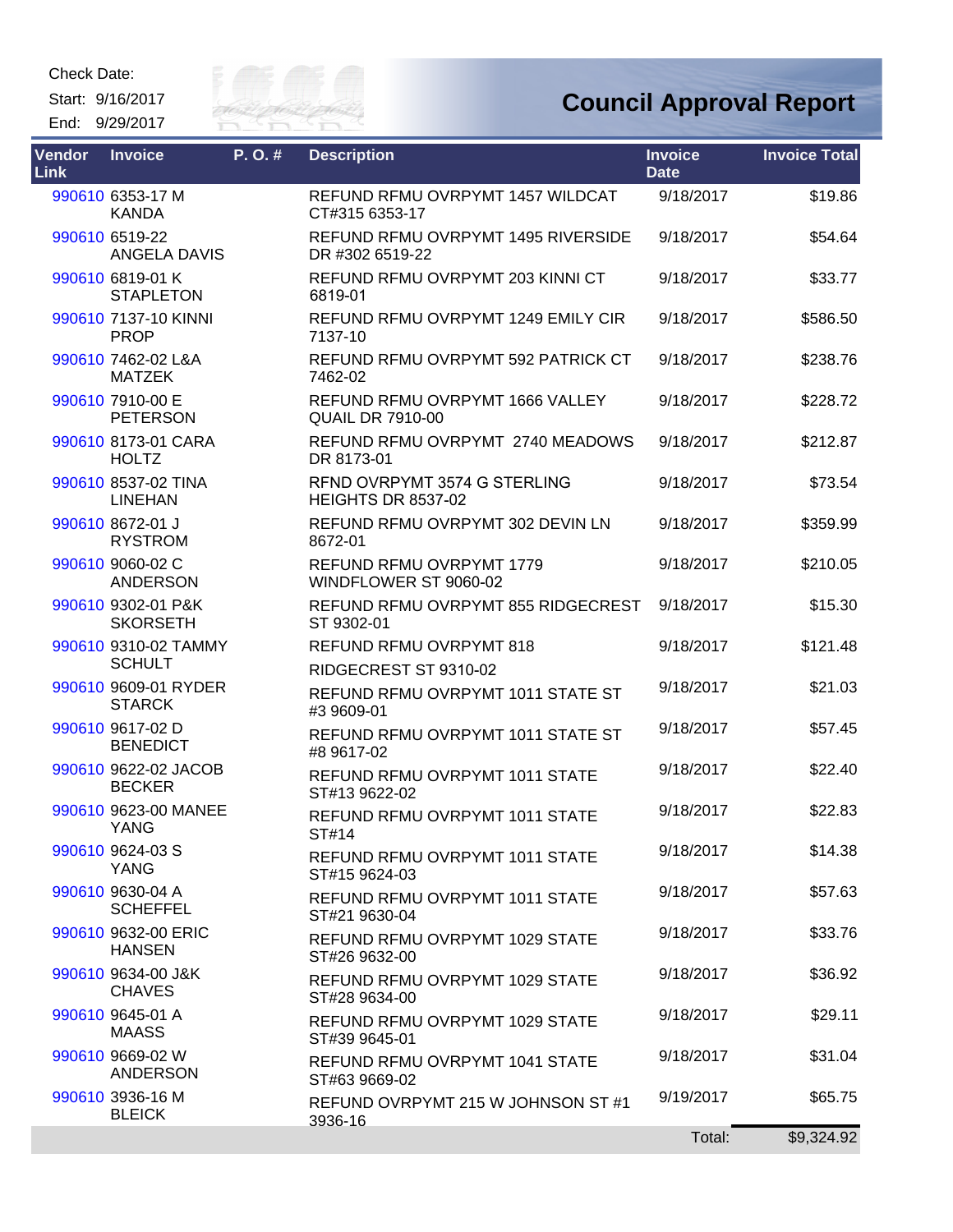Check Date:

Start: 9/16/2017

End: 9/29/2017

# Council Approval Report

| Vendor Link | Invoice | P. O. # | Description | Invoice Date | Invoice Total |
|---|---|---|---|---|---|
| 990610 | 6353-17 M KANDA | | REFUND RFMU OVRPYMT 1457 WILDCAT CT#315 6353-17 | 9/18/2017 | $19.86 |
| 990610 | 6519-22 ANGELA DAVIS | | REFUND RFMU OVRPYMT 1495 RIVERSIDE DR #302 6519-22 | 9/18/2017 | $54.64 |
| 990610 | 6819-01 K STAPLETON | | REFUND RFMU OVRPYMT 203 KINNI CT 6819-01 | 9/18/2017 | $33.77 |
| 990610 | 7137-10 KINNI PROP | | REFUND RFMU OVRPYMT 1249 EMILY CIR 7137-10 | 9/18/2017 | $586.50 |
| 990610 | 7462-02 L&A MATZEK | | REFUND RFMU OVRPYMT 592 PATRICK CT 7462-02 | 9/18/2017 | $238.76 |
| 990610 | 7910-00 E PETERSON | | REFUND RFMU OVRPYMT 1666 VALLEY QUAIL DR 7910-00 | 9/18/2017 | $228.72 |
| 990610 | 8173-01 CARA HOLTZ | | REFUND RFMU OVRPYMT 2740 MEADOWS DR 8173-01 | 9/18/2017 | $212.87 |
| 990610 | 8537-02 TINA LINEHAN | | RFND OVRPYMT 3574 G STERLING HEIGHTS DR 8537-02 | 9/18/2017 | $73.54 |
| 990610 | 8672-01 J RYSTROM | | REFUND RFMU OVRPYMT 302 DEVIN LN 8672-01 | 9/18/2017 | $359.99 |
| 990610 | 9060-02 C ANDERSON | | REFUND RFMU OVRPYMT 1779 WINDFLOWER ST 9060-02 | 9/18/2017 | $210.05 |
| 990610 | 9302-01 P&K SKORSETH | | REFUND RFMU OVRPYMT 855 RIDGECREST ST 9302-01 | 9/18/2017 | $15.30 |
| 990610 | 9310-02 TAMMY SCHULT | | REFUND RFMU OVRPYMT 818 RIDGECREST ST 9310-02 | 9/18/2017 | $121.48 |
| 990610 | 9609-01 RYDER STARCK | | REFUND RFMU OVRPYMT 1011 STATE ST #3 9609-01 | 9/18/2017 | $21.03 |
| 990610 | 9617-02 D BENEDICT | | REFUND RFMU OVRPYMT 1011 STATE ST #8 9617-02 | 9/18/2017 | $57.45 |
| 990610 | 9622-02 JACOB BECKER | | REFUND RFMU OVRPYMT 1011 STATE ST#13 9622-02 | 9/18/2017 | $22.40 |
| 990610 | 9623-00 MANEE YANG | | REFUND RFMU OVRPYMT 1011 STATE ST#14 | 9/18/2017 | $22.83 |
| 990610 | 9624-03 S YANG | | REFUND RFMU OVRPYMT 1011 STATE ST#15 9624-03 | 9/18/2017 | $14.38 |
| 990610 | 9630-04 A SCHEFFEL | | REFUND RFMU OVRPYMT 1011 STATE ST#21 9630-04 | 9/18/2017 | $57.63 |
| 990610 | 9632-00 ERIC HANSEN | | REFUND RFMU OVRPYMT 1029 STATE ST#26 9632-00 | 9/18/2017 | $33.76 |
| 990610 | 9634-00 J&K CHAVES | | REFUND RFMU OVRPYMT 1029 STATE ST#28 9634-00 | 9/18/2017 | $36.92 |
| 990610 | 9645-01 A MAASS | | REFUND RFMU OVRPYMT 1029 STATE ST#39 9645-01 | 9/18/2017 | $29.11 |
| 990610 | 9669-02 W ANDERSON | | REFUND RFMU OVRPYMT 1041 STATE ST#63 9669-02 | 9/18/2017 | $31.04 |
| 990610 | 3936-16 M BLEICK | | REFUND OVRPYMT 215 W JOHNSON ST #1 3936-16 | 9/19/2017 | $65.75 |
| | | | | Total: | $9,324.92 |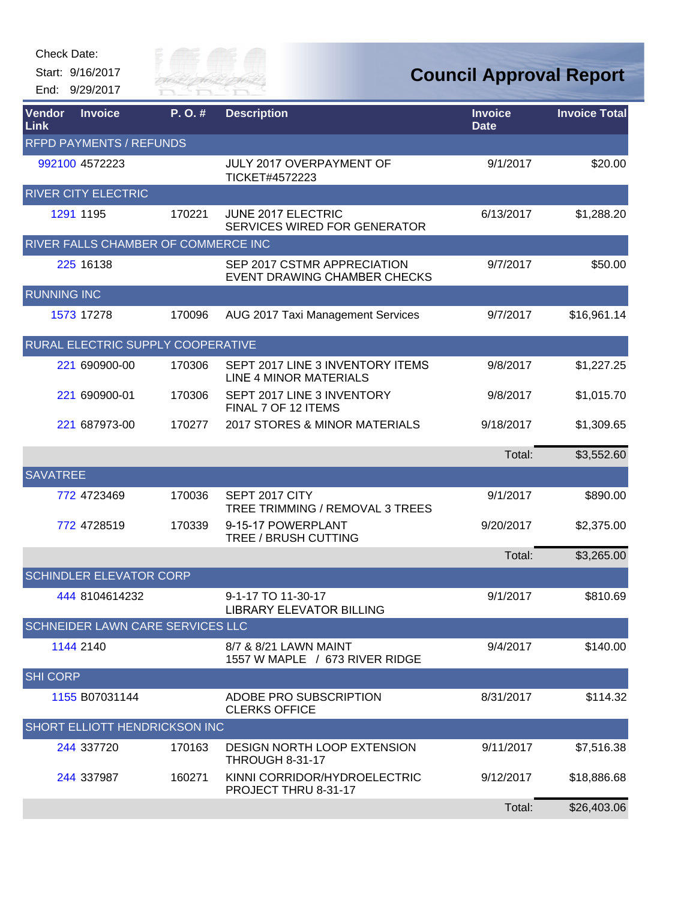Check Date:

Start: 9/16/2017

End: 9/29/2017

# Council Approval Report

| Vendor Link | Invoice | P. O. # | Description | Invoice Date | Invoice Total |
|---|---|---|---|---|---|
| RFPD PAYMENTS / REFUNDS | | | | | |
| 992100 | 4572223 | | JULY 2017 OVERPAYMENT OF TICKET#4572223 | 9/1/2017 | $20.00 |
| RIVER CITY ELECTRIC | | | | | |
| 1291 | 1195 | 170221 | JUNE 2017 ELECTRIC SERVICES WIRED FOR GENERATOR | 6/13/2017 | $1,288.20 |
| RIVER FALLS CHAMBER OF COMMERCE INC | | | | | |
| 225 | 16138 | | SEP 2017 CSTMR APPRECIATION EVENT DRAWING CHAMBER CHECKS | 9/7/2017 | $50.00 |
| RUNNING INC | | | | | |
| 1573 | 17278 | 170096 | AUG 2017 Taxi Management Services | 9/7/2017 | $16,961.14 |
| RURAL ELECTRIC SUPPLY COOPERATIVE | | | | | |
| 221 | 690900-00 | 170306 | SEPT 2017 LINE 3 INVENTORY ITEMS LINE 4 MINOR MATERIALS | 9/8/2017 | $1,227.25 |
| 221 | 690900-01 | 170306 | SEPT 2017 LINE 3 INVENTORY FINAL 7 OF 12 ITEMS | 9/8/2017 | $1,015.70 |
| 221 | 687973-00 | 170277 | 2017 STORES & MINOR MATERIALS | 9/18/2017 | $1,309.65 |
| | | | | Total: | $3,552.60 |
| SAVATREE | | | | | |
| 772 | 4723469 | 170036 | SEPT 2017 CITY TREE TRIMMING / REMOVAL 3 TREES | 9/1/2017 | $890.00 |
| 772 | 4728519 | 170339 | 9-15-17 POWERPLANT TREE / BRUSH CUTTING | 9/20/2017 | $2,375.00 |
| | | | | Total: | $3,265.00 |
| SCHINDLER ELEVATOR CORP | | | | | |
| 444 | 8104614232 | | 9-1-17 TO 11-30-17 LIBRARY ELEVATOR BILLING | 9/1/2017 | $810.69 |
| SCHNEIDER LAWN CARE SERVICES LLC | | | | | |
| 1144 | 2140 | | 8/7 & 8/21 LAWN MAINT 1557 W MAPLE / 673 RIVER RIDGE | 9/4/2017 | $140.00 |
| SHI CORP | | | | | |
| 1155 | B07031144 | | ADOBE PRO SUBSCRIPTION CLERKS OFFICE | 8/31/2017 | $114.32 |
| SHORT ELLIOTT HENDRICKSON INC | | | | | |
| 244 | 337720 | 170163 | DESIGN NORTH LOOP EXTENSION THROUGH 8-31-17 | 9/11/2017 | $7,516.38 |
| 244 | 337987 | 160271 | KINNI CORRIDOR/HYDROELECTRIC PROJECT THRU 8-31-17 | 9/12/2017 | $18,886.68 |
| | | | | Total: | $26,403.06 |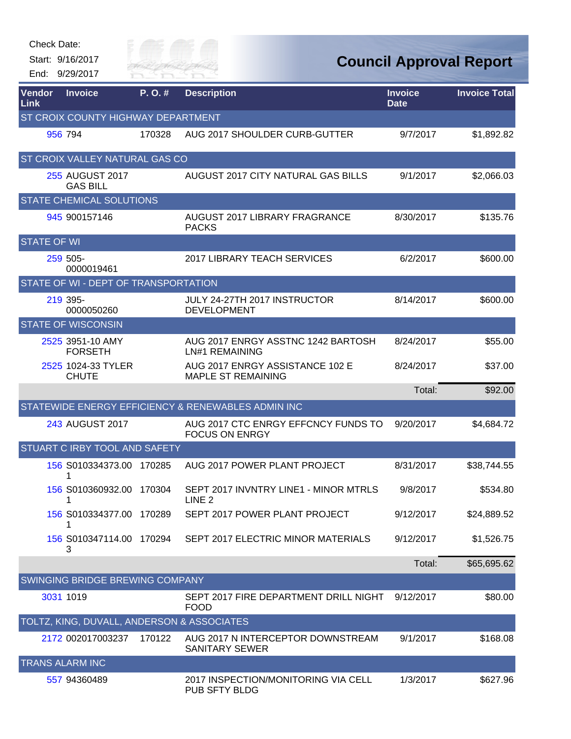Check Date:

Start: 9/16/2017

End: 9/29/2017

# Council Approval Report

| Vendor Link | Invoice | P. O. # | Description | Invoice Date | Invoice Total |
|---|---|---|---|---|---|
| ST CROIX COUNTY HIGHWAY DEPARTMENT | | | | | |
| 956 | 794 | 170328 | AUG 2017 SHOULDER CURB-GUTTER | 9/7/2017 | $1,892.82 |
| ST CROIX VALLEY NATURAL GAS CO | | | | | |
| 255 | AUGUST 2017 GAS BILL | | AUGUST 2017 CITY NATURAL GAS BILLS | 9/1/2017 | $2,066.03 |
| STATE CHEMICAL SOLUTIONS | | | | | |
| 945 | 900157146 | | AUGUST 2017 LIBRARY FRAGRANCE PACKS | 8/30/2017 | $135.76 |
| STATE OF WI | | | | | |
| 259 | 505-0000019461 | | 2017 LIBRARY TEACH SERVICES | 6/2/2017 | $600.00 |
| STATE OF WI - DEPT OF TRANSPORTATION | | | | | |
| 219 | 395-0000050260 | | JULY 24-27TH 2017 INSTRUCTOR DEVELOPMENT | 8/14/2017 | $600.00 |
| STATE OF WISCONSIN | | | | | |
| 2525 | 3951-10 AMY FORSETH | | AUG 2017 ENRGY ASSTNC 1242 BARTOSH LN#1 REMAINING | 8/24/2017 | $55.00 |
| 2525 | 1024-33 TYLER CHUTE | | AUG 2017 ENRGY ASSISTANCE 102 E MAPLE ST REMAINING | 8/24/2017 | $37.00 |
| | | | | Total: | $92.00 |
| STATEWIDE ENERGY EFFICIENCY & RENEWABLES ADMIN INC | | | | | |
| 243 | AUGUST 2017 | | AUG 2017 CTC ENRGY EFFCNCY FUNDS TO FOCUS ON ENRGY | 9/20/2017 | $4,684.72 |
| STUART C IRBY TOOL AND SAFETY | | | | | |
| 156 | S010334373.001 | 170285 | AUG 2017 POWER PLANT PROJECT | 8/31/2017 | $38,744.55 |
| 156 | S010360932.001 | 170304 | SEPT 2017 INVNTRY LINE1 - MINOR MTRLS LINE 2 | 9/8/2017 | $534.80 |
| 156 | S010334377.001 | 170289 | SEPT 2017 POWER PLANT PROJECT | 9/12/2017 | $24,889.52 |
| 156 | S010347114.003 | 170294 | SEPT 2017 ELECTRIC MINOR MATERIALS | 9/12/2017 | $1,526.75 |
| | | | | Total: | $65,695.62 |
| SWINGING BRIDGE BREWING COMPANY | | | | | |
| 3031 | 1019 | | SEPT 2017 FIRE DEPARTMENT DRILL NIGHT FOOD | 9/12/2017 | $80.00 |
| TOLTZ, KING, DUVALL, ANDERSON & ASSOCIATES | | | | | |
| 2172 | 002017003237 | 170122 | AUG 2017 N INTERCEPTOR DOWNSTREAM SANITARY SEWER | 9/1/2017 | $168.08 |
| TRANS ALARM INC | | | | | |
| 557 | 94360489 | | 2017 INSPECTION/MONITORING VIA CELL PUB SFTY BLDG | 1/3/2017 | $627.96 |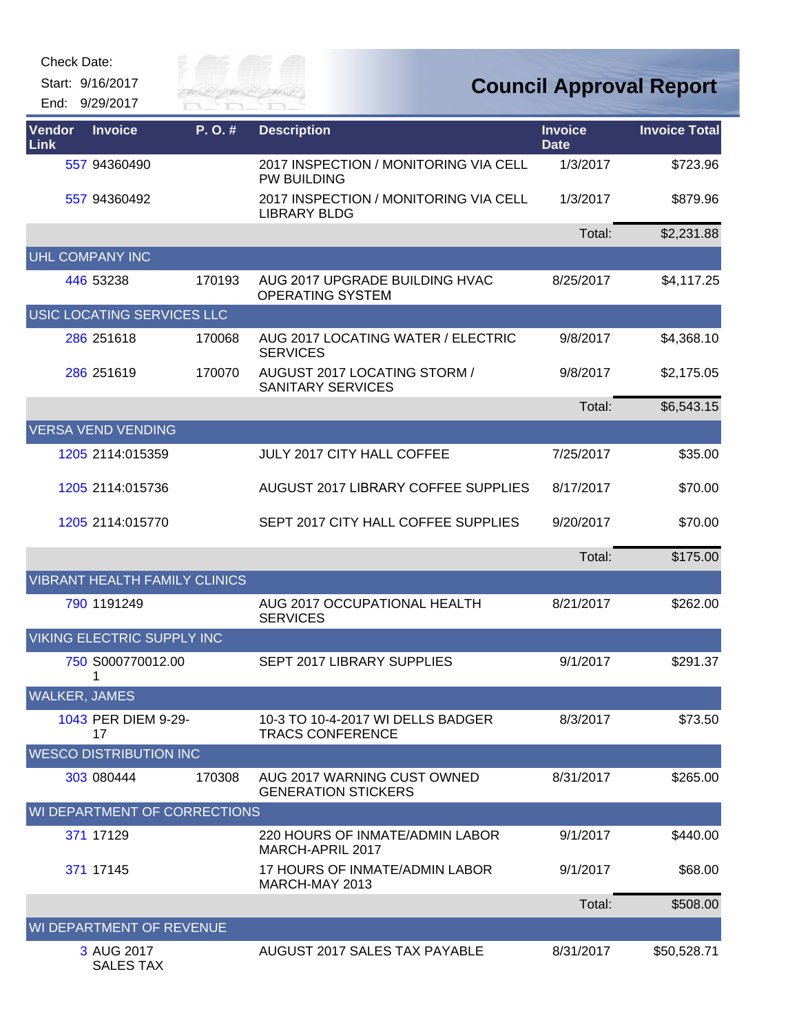Check Date:

Start: 9/16/2017

End: 9/29/2017

# Council Approval Report

| Vendor Link | Invoice | P. O. # | Description | Invoice Date | Invoice Total |
|---|---|---|---|---|---|
| 557 | 94360490 | | 2017 INSPECTION / MONITORING VIA CELL PW BUILDING | 1/3/2017 | $723.96 |
| 557 | 94360492 | | 2017 INSPECTION / MONITORING VIA CELL LIBRARY BLDG | 1/3/2017 | $879.96 |
| | | | | Total: | $2,231.88 |
| UHL COMPANY INC | | | | | |
| 446 | 53238 | 170193 | AUG 2017 UPGRADE BUILDING HVAC OPERATING SYSTEM | 8/25/2017 | $4,117.25 |
| USIC LOCATING SERVICES LLC | | | | | |
| 286 | 251618 | 170068 | AUG 2017 LOCATING WATER / ELECTRIC SERVICES | 9/8/2017 | $4,368.10 |
| 286 | 251619 | 170070 | AUGUST 2017 LOCATING STORM / SANITARY SERVICES | 9/8/2017 | $2,175.05 |
| | | | | Total: | $6,543.15 |
| VERSA VEND VENDING | | | | | |
| 1205 | 2114:015359 | | JULY 2017 CITY HALL COFFEE | 7/25/2017 | $35.00 |
| 1205 | 2114:015736 | | AUGUST 2017 LIBRARY COFFEE SUPPLIES | 8/17/2017 | $70.00 |
| 1205 | 2114:015770 | | SEPT 2017 CITY HALL COFFEE SUPPLIES | 9/20/2017 | $70.00 |
| | | | | Total: | $175.00 |
| VIBRANT HEALTH FAMILY CLINICS | | | | | |
| 790 | 1191249 | | AUG 2017 OCCUPATIONAL HEALTH SERVICES | 8/21/2017 | $262.00 |
| VIKING ELECTRIC SUPPLY INC | | | | | |
| 750 | S000770012.001 | | SEPT 2017 LIBRARY SUPPLIES | 9/1/2017 | $291.37 |
| WALKER, JAMES | | | | | |
| 1043 | PER DIEM 9-29-17 | | 10-3 TO 10-4-2017 WI DELLS BADGER TRACS CONFERENCE | 8/3/2017 | $73.50 |
| WESCO DISTRIBUTION INC | | | | | |
| 303 | 080444 | 170308 | AUG 2017 WARNING CUST OWNED GENERATION STICKERS | 8/31/2017 | $265.00 |
| WI DEPARTMENT OF CORRECTIONS | | | | | |
| 371 | 17129 | | 220 HOURS OF INMATE/ADMIN LABOR MARCH-APRIL 2017 | 9/1/2017 | $440.00 |
| 371 | 17145 | | 17 HOURS OF INMATE/ADMIN LABOR MARCH-MAY 2013 | 9/1/2017 | $68.00 |
| | | | | Total: | $508.00 |
| WI DEPARTMENT OF REVENUE | | | | | |
| 3 | AUG 2017 SALES TAX | | AUGUST 2017 SALES TAX PAYABLE | 8/31/2017 | $50,528.71 |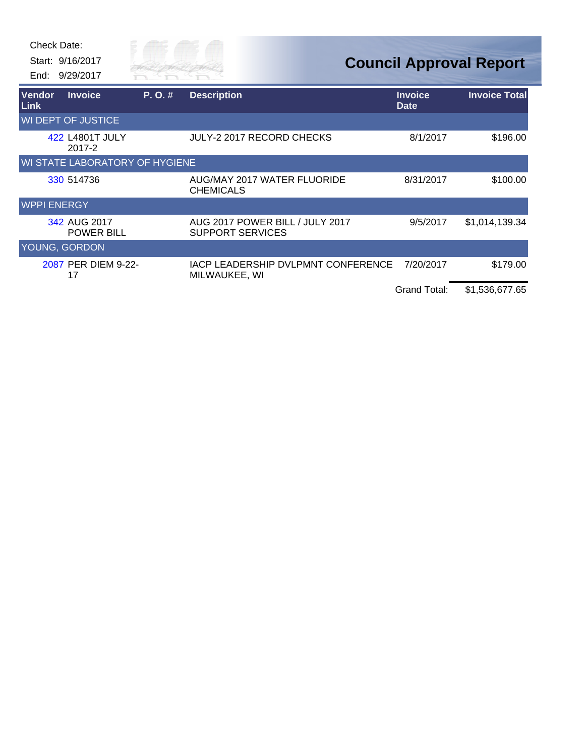Check Date:

Start: 9/16/2017

End: 9/29/2017

# Council Approval Report

| Vendor Link | Invoice | P. O. # | Description | Invoice Date | Invoice Total |
|---|---|---|---|---|---|
| WI DEPT OF JUSTICE | | | | | |
| 422 | L4801T JULY 2017-2 | | JULY-2 2017 RECORD CHECKS | 8/1/2017 | $196.00 |
| WI STATE LABORATORY OF HYGIENE | | | | | |
| 330 | 514736 | | AUG/MAY 2017 WATER FLUORIDE CHEMICALS | 8/31/2017 | $100.00 |
| WPPI ENERGY | | | | | |
| 342 | AUG 2017 POWER BILL | | AUG 2017 POWER BILL / JULY 2017 SUPPORT SERVICES | 9/5/2017 | $1,014,139.34 |
| YOUNG, GORDON | | | | | |
| 2087 | PER DIEM 9-22-17 | | IACP LEADERSHIP DVLPMNT CONFERENCE MILWAUKEE, WI | 7/20/2017 | $179.00 |
| | | | | Grand Total: | $1,536,677.65 |